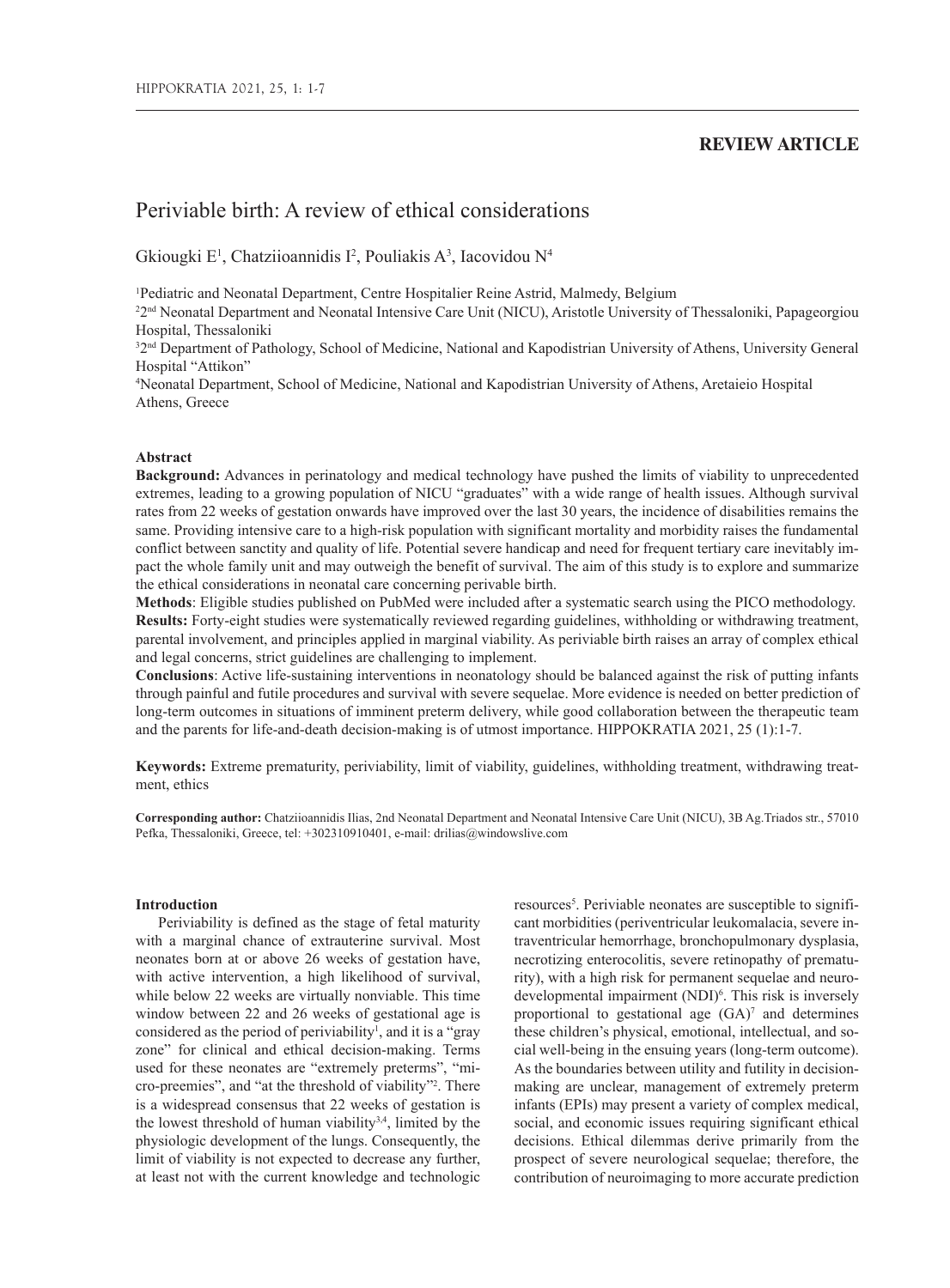**REVIEW ARTICLE**

# Periviable birth: A review of ethical considerations

Gkiougki E[1], Chatziioannidis I[2], Pouliakis A[3], Iacovidou N[4]

[1]Pediatric and Neonatal Department, Centre Hospitalier Reine Astrid, Malmedy, Belgium
[2]2[nd] Neonatal Department and Neonatal Intensive Care Unit (NICU), Aristotle University of Thessaloniki, Papageorgiou Hospital, Thessaloniki
[3]2[nd] Department of Pathology, School of Medicine, National and Kapodistrian University of Athens, University General Hospital "Attikon"
[4]Neonatal Department, School of Medicine, National and Kapodistrian University of Athens, Aretaieio Hospital Athens, Greece

### Abstract

**Background:** Advances in perinatology and medical technology have pushed the limits of viability to unprecedented extremes, leading to a growing population of NICU "graduates" with a wide range of health issues. Although survival rates from 22 weeks of gestation onwards have improved over the last 30 years, the incidence of disabilities remains the same. Providing intensive care to a high-risk population with significant mortality and morbidity raises the fundamental conflict between sanctity and quality of life. Potential severe handicap and need for frequent tertiary care inevitably impact the whole family unit and may outweigh the benefit of survival. The aim of this study is to explore and summarize the ethical considerations in neonatal care concerning perivable birth.

**Methods**: Eligible studies published on PubMed were included after a systematic search using the PICO methodology.

**Results:** Forty-eight studies were systematically reviewed regarding guidelines, withholding or withdrawing treatment, parental involvement, and principles applied in marginal viability. As periviable birth raises an array of complex ethical and legal concerns, strict guidelines are challenging to implement.

**Conclusions**: Active life-sustaining interventions in neonatology should be balanced against the risk of putting infants through painful and futile procedures and survival with severe sequelae. More evidence is needed on better prediction of long-term outcomes in situations of imminent preterm delivery, while good collaboration between the therapeutic team and the parents for life-and-death decision-making is of utmost importance. HIPPOKRATIA 2021, 25 (1):1-7.

**Keywords:** Extreme prematurity, periviability, limit of viability, guidelines, withholding treatment, withdrawing treatment, ethics

**Corresponding author:** Chatziioannidis Ilias, 2nd Neonatal Department and Neonatal Intensive Care Unit (NICU), 3B Ag.Triados str., 57010 Pefka, Thessaloniki, Greece, tel: +302310910401, e-mail: drilias@windowslive.com

### Introduction

Periviability is defined as the stage of fetal maturity with a marginal chance of extrauterine survival. Most neonates born at or above 26 weeks of gestation have, with active intervention, a high likelihood of survival, while below 22 weeks are virtually nonviable. This time window between 22 and 26 weeks of gestational age is considered as the period of periviability[1], and it is a "gray zone" for clinical and ethical decision-making. Terms used for these neonates are "extremely preterms", "micro-preemies", and "at the threshold of viability"[2]. There is a widespread consensus that 22 weeks of gestation is the lowest threshold of human viability[3,4], limited by the physiologic development of the lungs. Consequently, the limit of viability is not expected to decrease any further, at least not with the current knowledge and technologic resources[5]. Periviable neonates are susceptible to significant morbidities (periventricular leukomalacia, severe intraventricular hemorrhage, bronchopulmonary dysplasia, necrotizing enterocolitis, severe retinopathy of prematurity), with a high risk for permanent sequelae and neurodevelopmental impairment (NDI)[6]. This risk is inversely proportional to gestational age (GA)[7] and determines these children's physical, emotional, intellectual, and social well-being in the ensuing years (long-term outcome). As the boundaries between utility and futility in decision-making are unclear, management of extremely preterm infants (EPIs) may present a variety of complex medical, social, and economic issues requiring significant ethical decisions. Ethical dilemmas derive primarily from the prospect of severe neurological sequelae; therefore, the contribution of neuroimaging to more accurate prediction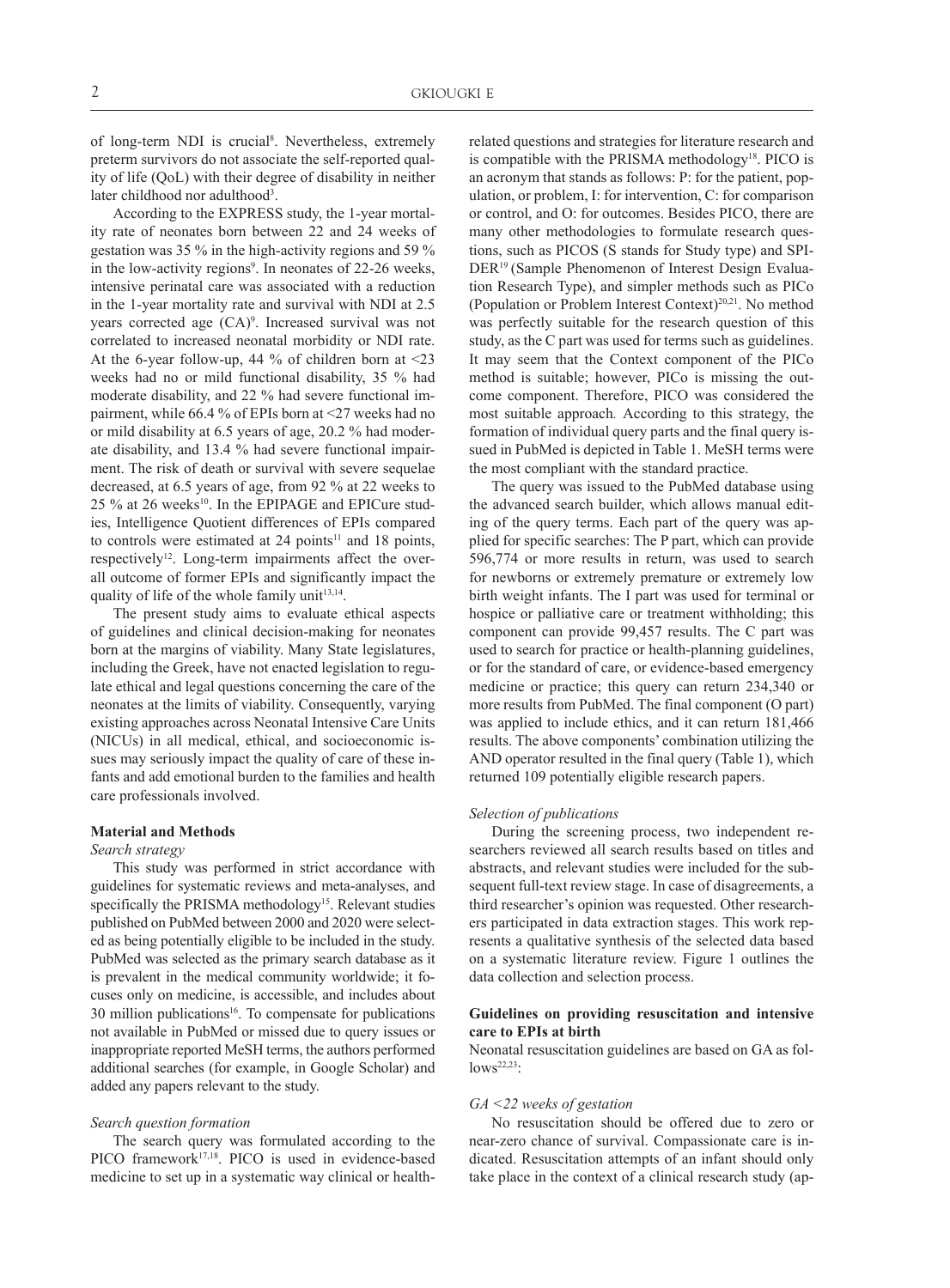of long-term NDI is crucial[8]. Nevertheless, extremely preterm survivors do not associate the self-reported quality of life (QoL) with their degree of disability in neither later childhood nor adulthood[3].

According to the EXPRESS study, the 1-year mortality rate of neonates born between 22 and 24 weeks of gestation was 35 % in the high-activity regions and 59 % in the low-activity regions[9]. In neonates of 22-26 weeks, intensive perinatal care was associated with a reduction in the 1-year mortality rate and survival with NDI at 2.5 years corrected age (CA)[9]. Increased survival was not correlated to increased neonatal morbidity or NDI rate. At the 6-year follow-up, 44 % of children born at <23 weeks had no or mild functional disability, 35 % had moderate disability, and 22 % had severe functional impairment, while 66.4 % of EPIs born at <27 weeks had no or mild disability at 6.5 years of age, 20.2 % had moderate disability, and 13.4 % had severe functional impairment. The risk of death or survival with severe sequelae decreased, at 6.5 years of age, from 92 % at 22 weeks to 25 % at 26 weeks[10]. In the EPIPAGE and EPICure studies, Intelligence Quotient differences of EPIs compared to controls were estimated at 24 points[11] and 18 points, respectively[12]. Long-term impairments affect the overall outcome of former EPIs and significantly impact the quality of life of the whole family unit[13,14].

The present study aims to evaluate ethical aspects of guidelines and clinical decision-making for neonates born at the margins of viability. Many State legislatures, including the Greek, have not enacted legislation to regulate ethical and legal questions concerning the care of the neonates at the limits of viability. Consequently, varying existing approaches across Neonatal Intensive Care Units (NICUs) in all medical, ethical, and socioeconomic issues may seriously impact the quality of care of these infants and add emotional burden to the families and health care professionals involved.

## Material and Methods

### *Search strategy*

This study was performed in strict accordance with guidelines for systematic reviews and meta-analyses, and specifically the PRISMA methodology[15]. Relevant studies published on PubMed between 2000 and 2020 were selected as being potentially eligible to be included in the study. PubMed was selected as the primary search database as it is prevalent in the medical community worldwide; it focuses only on medicine, is accessible, and includes about 30 million publications[16]. To compensate for publications not available in PubMed or missed due to query issues or inappropriate reported MeSH terms, the authors performed additional searches (for example, in Google Scholar) and added any papers relevant to the study.

### *Search question formation*

The search query was formulated according to the PICO framework[17,18]. PICO is used in evidence-based medicine to set up in a systematic way clinical or health-related questions and strategies for literature research and is compatible with the PRISMA methodology[18]. PICO is an acronym that stands as follows: P: for the patient, population, or problem, I: for intervention, C: for comparison or control, and O: for outcomes. Besides PICO, there are many other methodologies to formulate research questions, such as PICOS (S stands for Study type) and SPIDER[19] (Sample Phenomenon of Interest Design Evaluation Research Type), and simpler methods such as PICo (Population or Problem Interest Context)[20,21]. No method was perfectly suitable for the research question of this study, as the C part was used for terms such as guidelines. It may seem that the Context component of the PICo method is suitable; however, PICo is missing the outcome component. Therefore, PICO was considered the most suitable approach*.* According to this strategy, the formation of individual query parts and the final query issued in PubMed is depicted in Table 1. MeSH terms were the most compliant with the standard practice.

The query was issued to the PubMed database using the advanced search builder, which allows manual editing of the query terms. Each part of the query was applied for specific searches: The P part, which can provide 596,774 or more results in return, was used to search for newborns or extremely premature or extremely low birth weight infants. The I part was used for terminal or hospice or palliative care or treatment withholding; this component can provide 99,457 results. The C part was used to search for practice or health-planning guidelines, or for the standard of care, or evidence-based emergency medicine or practice; this query can return 234,340 or more results from PubMed. The final component (O part) was applied to include ethics, and it can return 181,466 results. The above components' combination utilizing the AND operator resulted in the final query (Table 1), which returned 109 potentially eligible research papers.

### *Selection of publications*

During the screening process, two independent researchers reviewed all search results based on titles and abstracts, and relevant studies were included for the subsequent full-text review stage. In case of disagreements, a third researcher's opinion was requested. Other researchers participated in data extraction stages. This work represents a qualitative synthesis of the selected data based on a systematic literature review. Figure 1 outlines the data collection and selection process.

## Guidelines on providing resuscitation and intensive care to EPIs at birth

Neonatal resuscitation guidelines are based on GA as follows[22,23]:

### *GA <22 weeks of gestation*

No resuscitation should be offered due to zero or near-zero chance of survival. Compassionate care is indicated. Resuscitation attempts of an infant should only take place in the context of a clinical research study (ap-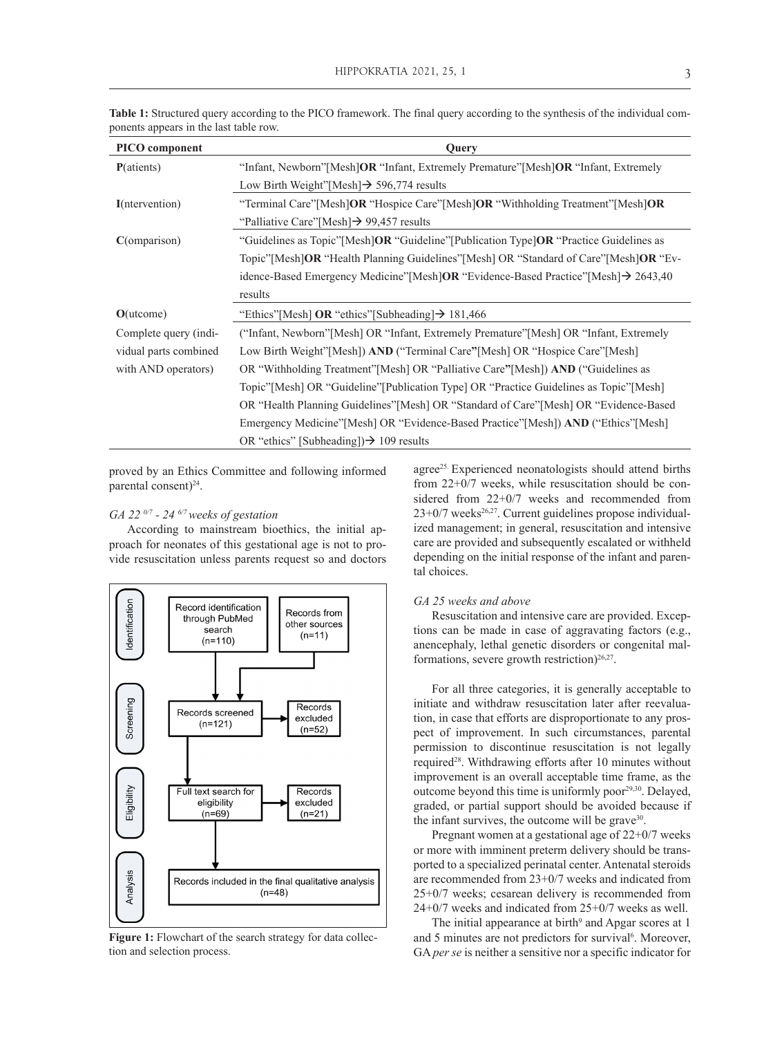**Table 1:** Structured query according to the PICO framework. The final query according to the synthesis of the individual components appears in the last table row.

| PICO component | Query |
|---|---|
| **P**(atients) | "Infant, Newborn"[Mesh]**OR** "Infant, Extremely Premature"[Mesh]**OR** "Infant, Extremely Low Birth Weight"[Mesh]→ 596,774 results |
| **I**(ntervention) | "Terminal Care"[Mesh]**OR** "Hospice Care"[Mesh]**OR** "Withholding Treatment"[Mesh]**OR** "Palliative Care"[Mesh]→ 99,457 results |
| **C**(omparison) | "Guidelines as Topic"[Mesh]**OR** "Guideline"[Publication Type]**OR** "Practice Guidelines as Topic"[Mesh]**OR** "Health Planning Guidelines"[Mesh] OR "Standard of Care"[Mesh]**OR** "Evidence-Based Emergency Medicine"[Mesh]**OR** "Evidence-Based Practice"[Mesh]→ 2643,40 results |
| **O**(utcome) | "Ethics"[Mesh] **OR** "ethics"[Subheading]→ 181,466 |
| Complete query (individual parts combined with AND operators) | ("Infant, Newborn"[Mesh] OR "Infant, Extremely Premature"[Mesh] OR "Infant, Extremely Low Birth Weight"[Mesh]) **AND** ("Terminal Care"[Mesh] OR "Hospice Care"[Mesh] OR "Withholding Treatment"[Mesh] OR "Palliative Care"[Mesh]) **AND** ("Guidelines as Topic"[Mesh] OR "Guideline"[Publication Type] OR "Practice Guidelines as Topic"[Mesh] OR "Health Planning Guidelines"[Mesh] OR "Standard of Care"[Mesh] OR "Evidence-Based Emergency Medicine"[Mesh] OR "Evidence-Based Practice"[Mesh]) **AND** ("Ethics"[Mesh] OR "ethics" [Subheading])→ 109 results |

proved by an Ethics Committee and following informed parental consent)[24].

*GA 22 $^{0/7}$ - 24 $^{6/7}$ weeks of gestation*

According to mainstream bioethics, the initial approach for neonates of this gestational age is not to provide resuscitation unless parents request so and doctors agree[25]. Experienced neonatologists should attend births from 22+0/7 weeks, while resuscitation should be considered from 22+0/7 weeks and recommended from 23+0/7 weeks[26,27]. Current guidelines propose individualized management; in general, resuscitation and intensive care are provided and subsequently escalated or withheld depending on the initial response of the infant and parental choices.

Identification: Record identification through PubMed search (n=110); Records from other sources (n=11)

Screening: Records screened (n=121) → Records excluded (n=52)

Eligibility: Full text search for eligibility (n=69) → Records excluded (n=21)

Analysis: Records included in the final qualitative analysis (n=48)

**Figure 1:** Flowchart of the search strategy for data collection and selection process.

*GA 25 weeks and above*

Resuscitation and intensive care are provided. Exceptions can be made in case of aggravating factors (e.g., anencephaly, lethal genetic disorders or congenital malformations, severe growth restriction)[26,27].

For all three categories, it is generally acceptable to initiate and withdraw resuscitation later after reevaluation, in case that efforts are disproportionate to any prospect of improvement. In such circumstances, parental permission to discontinue resuscitation is not legally required[28]. Withdrawing efforts after 10 minutes without improvement is an overall acceptable time frame, as the outcome beyond this time is uniformly poor[29,30]. Delayed, graded, or partial support should be avoided because if the infant survives, the outcome will be grave[30].

Pregnant women at a gestational age of 22+0/7 weeks or more with imminent preterm delivery should be transported to a specialized perinatal center. Antenatal steroids are recommended from 23+0/7 weeks and indicated from 25+0/7 weeks; cesarean delivery is recommended from 24+0/7 weeks and indicated from 25+0/7 weeks as well.

The initial appearance at birth[9] and Apgar scores at 1 and 5 minutes are not predictors for survival[6]. Moreover, GA *per se* is neither a sensitive nor a specific indicator for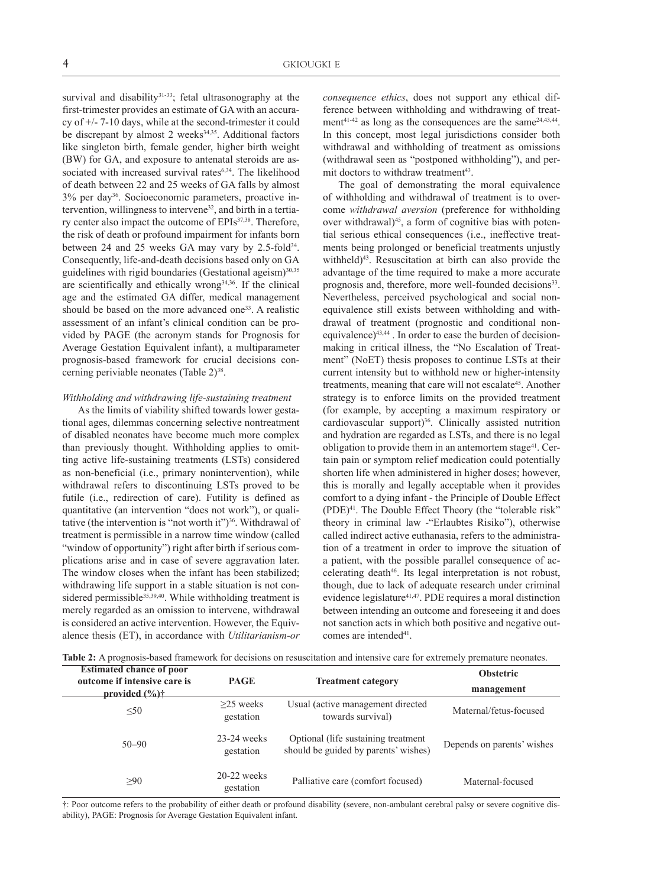survival and disability[31-33]; fetal ultrasonography at the first-trimester provides an estimate of GA with an accuracy of +/- 7-10 days, while at the second-trimester it could be discrepant by almost 2 weeks[34,35]. Additional factors like singleton birth, female gender, higher birth weight (BW) for GA, and exposure to antenatal steroids are associated with increased survival rates[6,34]. The likelihood of death between 22 and 25 weeks of GA falls by almost 3% per day[36]. Socioeconomic parameters, proactive intervention, willingness to intervene[32], and birth in a tertiary center also impact the outcome of EPIs[37,38]. Therefore, the risk of death or profound impairment for infants born between 24 and 25 weeks GA may vary by 2.5-fold[34]. Consequently, life-and-death decisions based only on GA guidelines with rigid boundaries (Gestational ageism)[30,35] are scientifically and ethically wrong[34,36]. If the clinical age and the estimated GA differ, medical management should be based on the more advanced one[33]. A realistic assessment of an infant's clinical condition can be provided by PAGE (the acronym stands for Prognosis for Average Gestation Equivalent infant), a multiparameter prognosis-based framework for crucial decisions concerning periviable neonates (Table 2)[38].

*Withholding and withdrawing life-sustaining treatment*

As the limits of viability shifted towards lower gestational ages, dilemmas concerning selective nontreatment of disabled neonates have become much more complex than previously thought. Withholding applies to omitting active life-sustaining treatments (LSTs) considered as non-beneficial (i.e., primary nonintervention), while withdrawal refers to discontinuing LSTs proved to be futile (i.e., redirection of care). Futility is defined as quantitative (an intervention "does not work"), or qualitative (the intervention is "not worth it")[36]. Withdrawal of treatment is permissible in a narrow time window (called "window of opportunity") right after birth if serious complications arise and in case of severe aggravation later. The window closes when the infant has been stabilized; withdrawing life support in a stable situation is not considered permissible[35,39,40]. While withholding treatment is merely regarded as an omission to intervene, withdrawal is considered an active intervention. However, the Equivalence thesis (ET), in accordance with *Utilitarianism-or consequence ethics*, does not support any ethical difference between withholding and withdrawing of treatment[41-42] as long as the consequences are the same[24,43,44]. In this concept, most legal jurisdictions consider both withdrawal and withholding of treatment as omissions (withdrawal seen as "postponed withholding"), and permit doctors to withdraw treatment[43].

The goal of demonstrating the moral equivalence of withholding and withdrawal of treatment is to overcome *withdrawal aversion* (preference for withholding over withdrawal)[45], a form of cognitive bias with potential serious ethical consequences (i.e., ineffective treatments being prolonged or beneficial treatments unjustly withheld)[43]. Resuscitation at birth can also provide the advantage of the time required to make a more accurate prognosis and, therefore, more well-founded decisions[33]. Nevertheless, perceived psychological and social non-equivalence still exists between withholding and withdrawal of treatment (prognostic and conditional non-equivalence)[43,44] . In order to ease the burden of decision-making in critical illness, the "No Escalation of Treatment" (NoET) thesis proposes to continue LSTs at their current intensity but to withhold new or higher-intensity treatments, meaning that care will not escalate[45]. Another strategy is to enforce limits on the provided treatment (for example, by accepting a maximum respiratory or cardiovascular support)[36]. Clinically assisted nutrition and hydration are regarded as LSTs, and there is no legal obligation to provide them in an antemortem stage[41]. Certain pain or symptom relief medication could potentially shorten life when administered in higher doses; however, this is morally and legally acceptable when it provides comfort to a dying infant - the Principle of Double Effect (PDE)[41]. The Double Effect Theory (the "tolerable risk" theory in criminal law -"Erlaubtes Risiko"), otherwise called indirect active euthanasia, refers to the administration of a treatment in order to improve the situation of a patient, with the possible parallel consequence of accelerating death[46]. Its legal interpretation is not robust, though, due to lack of adequate research under criminal evidence legislature[41,47]. PDE requires a moral distinction between intending an outcome and foreseeing it and does not sanction acts in which both positive and negative outcomes are intended[41].

**Table 2:** A prognosis-based framework for decisions on resuscitation and intensive care for extremely premature neonates.

| Estimated chance of poor outcome if intensive care is provided (%)† | PAGE | Treatment category | Obstetric management |
|---|---|---|---|
| ≤50 | ≥25 weeks gestation | Usual (active management directed towards survival) | Maternal/fetus-focused |
| 50–90 | 23-24 weeks gestation | Optional (life sustaining treatment should be guided by parents' wishes) | Depends on parents' wishes |
| ≥90 | 20-22 weeks gestation | Palliative care (comfort focused) | Maternal-focused |

†: Poor outcome refers to the probability of either death or profound disability (severe, non-ambulant cerebral palsy or severe cognitive disability), PAGE: Prognosis for Average Gestation Equivalent infant.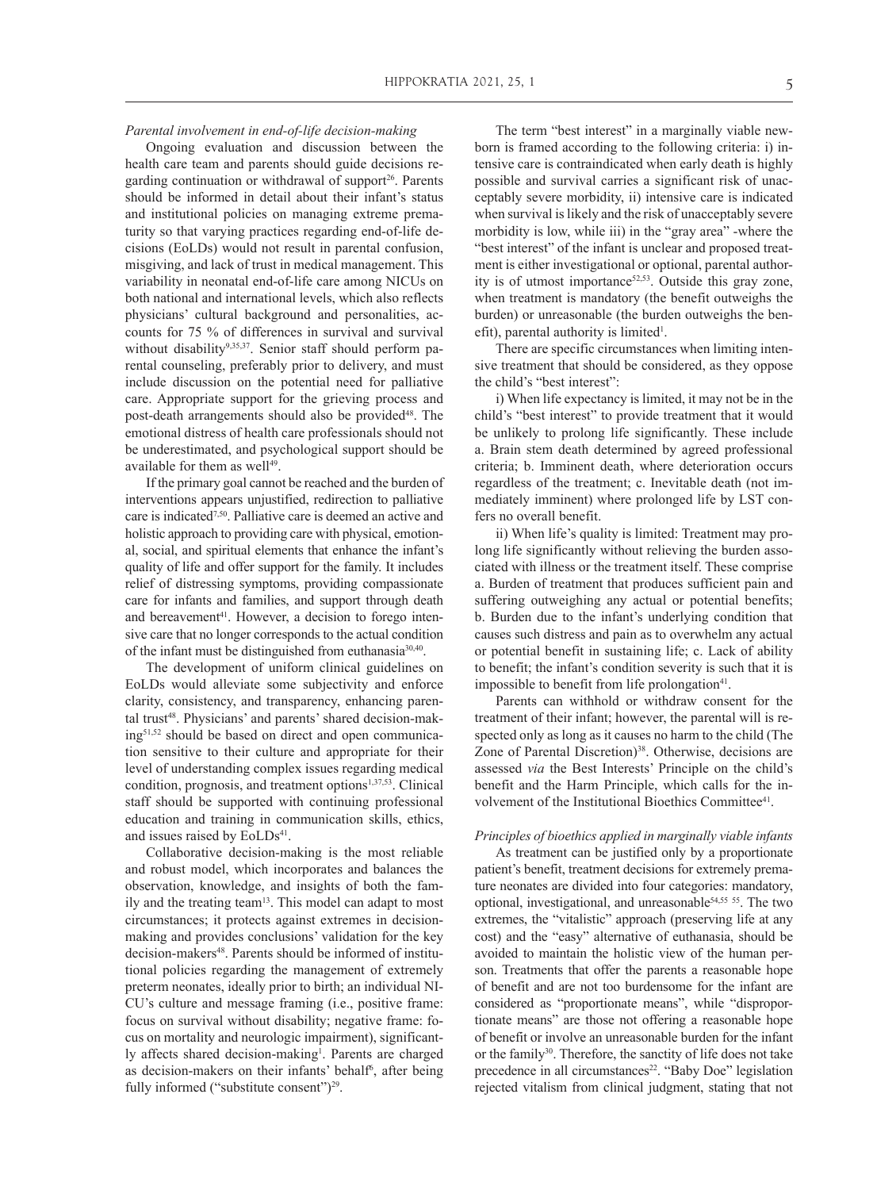*Parental involvement in end-of-life decision-making*

Ongoing evaluation and discussion between the health care team and parents should guide decisions regarding continuation or withdrawal of support[26]. Parents should be informed in detail about their infant's status and institutional policies on managing extreme prematurity so that varying practices regarding end-of-life decisions (EoLDs) would not result in parental confusion, misgiving, and lack of trust in medical management. This variability in neonatal end-of-life care among NICUs on both national and international levels, which also reflects physicians' cultural background and personalities, accounts for 75 % of differences in survival and survival without disability[9,35,37]. Senior staff should perform parental counseling, preferably prior to delivery, and must include discussion on the potential need for palliative care. Appropriate support for the grieving process and post-death arrangements should also be provided[48]. The emotional distress of health care professionals should not be underestimated, and psychological support should be available for them as well[49].

If the primary goal cannot be reached and the burden of interventions appears unjustified, redirection to palliative care is indicated[7,50]. Palliative care is deemed an active and holistic approach to providing care with physical, emotional, social, and spiritual elements that enhance the infant's quality of life and offer support for the family. It includes relief of distressing symptoms, providing compassionate care for infants and families, and support through death and bereavement[41]. However, a decision to forego intensive care that no longer corresponds to the actual condition of the infant must be distinguished from euthanasia[30,40].

The development of uniform clinical guidelines on EoLDs would alleviate some subjectivity and enforce clarity, consistency, and transparency, enhancing parental trust[48]. Physicians' and parents' shared decision-making[51,52] should be based on direct and open communication sensitive to their culture and appropriate for their level of understanding complex issues regarding medical condition, prognosis, and treatment options[1,37,53]. Clinical staff should be supported with continuing professional education and training in communication skills, ethics, and issues raised by EoLDs[41].

Collaborative decision-making is the most reliable and robust model, which incorporates and balances the observation, knowledge, and insights of both the family and the treating team[13]. This model can adapt to most circumstances; it protects against extremes in decision-making and provides conclusions' validation for the key decision-makers[48]. Parents should be informed of institutional policies regarding the management of extremely preterm neonates, ideally prior to birth; an individual NICU's culture and message framing (i.e., positive frame: focus on survival without disability; negative frame: focus on mortality and neurologic impairment), significantly affects shared decision-making[1]. Parents are charged as decision-makers on their infants' behalf[6], after being fully informed ("substitute consent")[29].

The term "best interest" in a marginally viable newborn is framed according to the following criteria: i) intensive care is contraindicated when early death is highly possible and survival carries a significant risk of unacceptably severe morbidity, ii) intensive care is indicated when survival is likely and the risk of unacceptably severe morbidity is low, while iii) in the "gray area" -where the "best interest" of the infant is unclear and proposed treatment is either investigational or optional, parental authority is of utmost importance[52,53]. Outside this gray zone, when treatment is mandatory (the benefit outweighs the burden) or unreasonable (the burden outweighs the benefit), parental authority is limited[1].

There are specific circumstances when limiting intensive treatment that should be considered, as they oppose the child's "best interest":

i) When life expectancy is limited, it may not be in the child's "best interest" to provide treatment that it would be unlikely to prolong life significantly. These include a. Brain stem death determined by agreed professional criteria; b. Imminent death, where deterioration occurs regardless of the treatment; c. Inevitable death (not immediately imminent) where prolonged life by LST confers no overall benefit.

ii) When life's quality is limited: Treatment may prolong life significantly without relieving the burden associated with illness or the treatment itself. These comprise a. Burden of treatment that produces sufficient pain and suffering outweighing any actual or potential benefits; b. Burden due to the infant's underlying condition that causes such distress and pain as to overwhelm any actual or potential benefit in sustaining life; c. Lack of ability to benefit; the infant's condition severity is such that it is impossible to benefit from life prolongation[41].

Parents can withhold or withdraw consent for the treatment of their infant; however, the parental will is respected only as long as it causes no harm to the child (The Zone of Parental Discretion)[38]. Otherwise, decisions are assessed *via* the Best Interests' Principle on the child's benefit and the Harm Principle, which calls for the involvement of the Institutional Bioethics Committee[41].

*Principles of bioethics applied in marginally viable infants*

As treatment can be justified only by a proportionate patient's benefit, treatment decisions for extremely premature neonates are divided into four categories: mandatory, optional, investigational, and unreasonable[54,55 55]. The two extremes, the "vitalistic" approach (preserving life at any cost) and the "easy" alternative of euthanasia, should be avoided to maintain the holistic view of the human person. Treatments that offer the parents a reasonable hope of benefit and are not too burdensome for the infant are considered as "proportionate means", while "disproportionate means" are those not offering a reasonable hope of benefit or involve an unreasonable burden for the infant or the family[30]. Therefore, the sanctity of life does not take precedence in all circumstances[22]. "Baby Doe" legislation rejected vitalism from clinical judgment, stating that not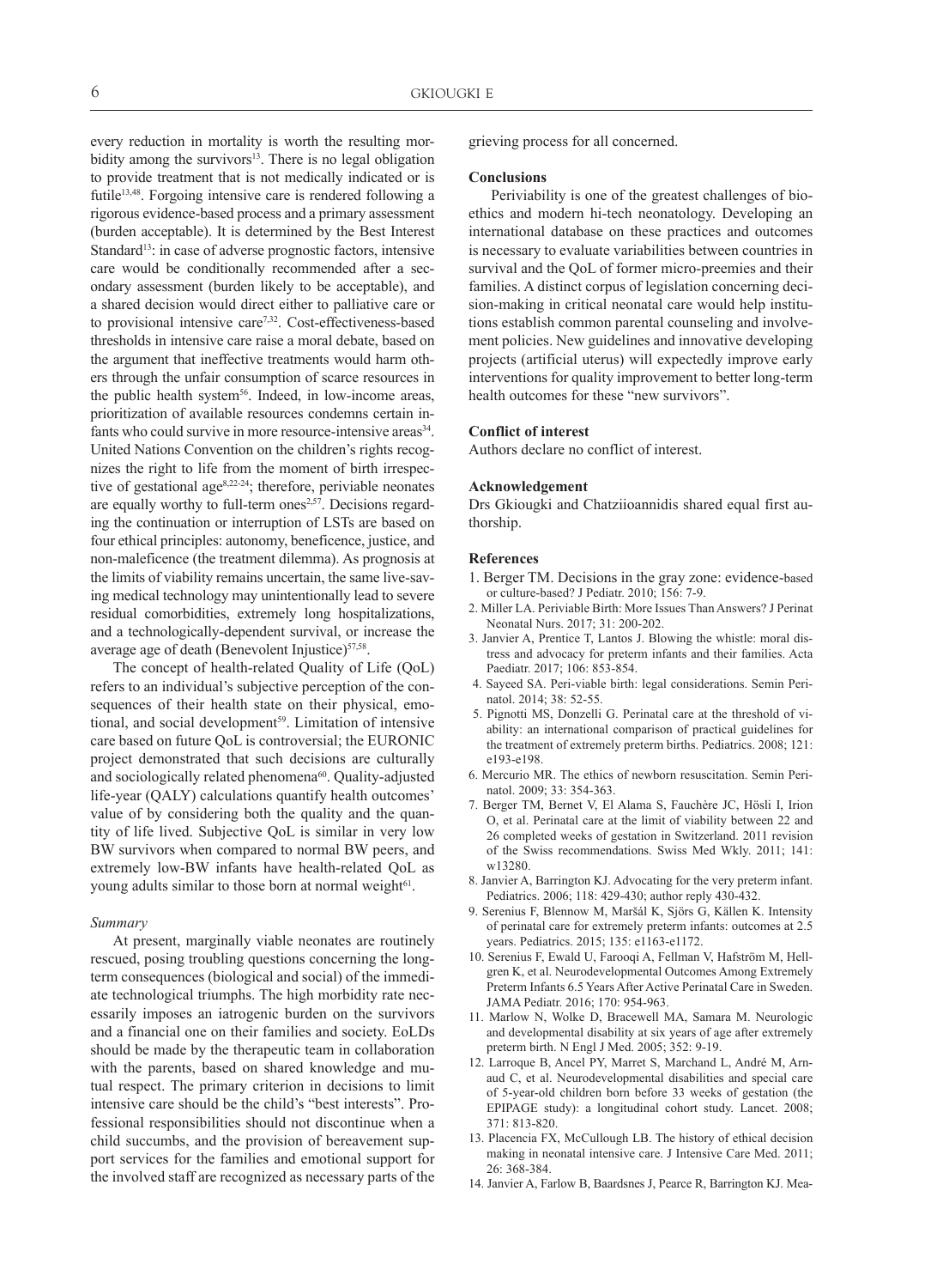every reduction in mortality is worth the resulting morbidity among the survivors[13]. There is no legal obligation to provide treatment that is not medically indicated or is futile[13,48]. Forgoing intensive care is rendered following a rigorous evidence-based process and a primary assessment (burden acceptable). It is determined by the Best Interest Standard[13]: in case of adverse prognostic factors, intensive care would be conditionally recommended after a secondary assessment (burden likely to be acceptable), and a shared decision would direct either to palliative care or to provisional intensive care[7,32]. Cost-effectiveness-based thresholds in intensive care raise a moral debate, based on the argument that ineffective treatments would harm others through the unfair consumption of scarce resources in the public health system[56]. Indeed, in low-income areas, prioritization of available resources condemns certain infants who could survive in more resource-intensive areas[34]. United Nations Convention on the children's rights recognizes the right to life from the moment of birth irrespective of gestational age[8,22-24]; therefore, periviable neonates are equally worthy to full-term ones[2,57]. Decisions regarding the continuation or interruption of LSTs are based on four ethical principles: autonomy, beneficence, justice, and non-maleficence (the treatment dilemma). As prognosis at the limits of viability remains uncertain, the same live-saving medical technology may unintentionally lead to severe residual comorbidities, extremely long hospitalizations, and a technologically-dependent survival, or increase the average age of death (Benevolent Injustice)[57,58].

The concept of health-related Quality of Life (QoL) refers to an individual's subjective perception of the consequences of their health state on their physical, emotional, and social development[59]. Limitation of intensive care based on future QoL is controversial; the EURONIC project demonstrated that such decisions are culturally and sociologically related phenomena[60]. Quality-adjusted life-year (QALY) calculations quantify health outcomes' value of by considering both the quality and the quantity of life lived. Subjective QoL is similar in very low BW survivors when compared to normal BW peers, and extremely low-BW infants have health-related QoL as young adults similar to those born at normal weight[61].

### *Summary*

At present, marginally viable neonates are routinely rescued, posing troubling questions concerning the long-term consequences (biological and social) of the immediate technological triumphs. The high morbidity rate necessarily imposes an iatrogenic burden on the survivors and a financial one on their families and society. EoLDs should be made by the therapeutic team in collaboration with the parents, based on shared knowledge and mutual respect. The primary criterion in decisions to limit intensive care should be the child's "best interests". Professional responsibilities should not discontinue when a child succumbs, and the provision of bereavement support services for the families and emotional support for the involved staff are recognized as necessary parts of the grieving process for all concerned.

## Conclusions

Periviability is one of the greatest challenges of bioethics and modern hi-tech neonatology. Developing an international database on these practices and outcomes is necessary to evaluate variabilities between countries in survival and the QoL of former micro-preemies and their families. A distinct corpus of legislation concerning decision-making in critical neonatal care would help institutions establish common parental counseling and involvement policies. New guidelines and innovative developing projects (artificial uterus) will expectedly improve early interventions for quality improvement to better long-term health outcomes for these "new survivors".

## Conflict of interest

Authors declare no conflict of interest.

## Acknowledgement

Drs Gkiougki and Chatziioannidis shared equal first authorship.

## References

1. Berger TM. Decisions in the gray zone: evidence-based or culture-based? J Pediatr. 2010; 156: 7-9.
2. Miller LA. Periviable Birth: More Issues Than Answers? J Perinat Neonatal Nurs. 2017; 31: 200-202.
3. Janvier A, Prentice T, Lantos J. Blowing the whistle: moral distress and advocacy for preterm infants and their families. Acta Paediatr. 2017; 106: 853-854.
4. Sayeed SA. Peri-viable birth: legal considerations. Semin Perinatol. 2014; 38: 52-55.
5. Pignotti MS, Donzelli G. Perinatal care at the threshold of viability: an international comparison of practical guidelines for the treatment of extremely preterm births. Pediatrics. 2008; 121: e193-e198.
6. Mercurio MR. The ethics of newborn resuscitation. Semin Perinatol. 2009; 33: 354-363.
7. Berger TM, Bernet V, El Alama S, Fauchère JC, Hösli I, Irion O, et al. Perinatal care at the limit of viability between 22 and 26 completed weeks of gestation in Switzerland. 2011 revision of the Swiss recommendations. Swiss Med Wkly. 2011; 141: w13280.
8. Janvier A, Barrington KJ. Advocating for the very preterm infant. Pediatrics. 2006; 118: 429-430; author reply 430-432.
9. Serenius F, Blennow M, Maršál K, Sjörs G, Källen K. Intensity of perinatal care for extremely preterm infants: outcomes at 2.5 years. Pediatrics. 2015; 135: e1163-e1172.
10. Serenius F, Ewald U, Farooqi A, Fellman V, Hafström M, Hellgren K, et al. Neurodevelopmental Outcomes Among Extremely Preterm Infants 6.5 Years After Active Perinatal Care in Sweden. JAMA Pediatr. 2016; 170: 954-963.
11. Marlow N, Wolke D, Bracewell MA, Samara M. Neurologic and developmental disability at six years of age after extremely preterm birth. N Engl J Med. 2005; 352: 9-19.
12. Larroque B, Ancel PY, Marret S, Marchand L, André M, Arnaud C, et al. Neurodevelopmental disabilities and special care of 5-year-old children born before 33 weeks of gestation (the EPIPAGE study): a longitudinal cohort study. Lancet. 2008; 371: 813-820.
13. Placencia FX, McCullough LB. The history of ethical decision making in neonatal intensive care. J Intensive Care Med. 2011; 26: 368-384.
14. Janvier A, Farlow B, Baardsnes J, Pearce R, Barrington KJ. Mea-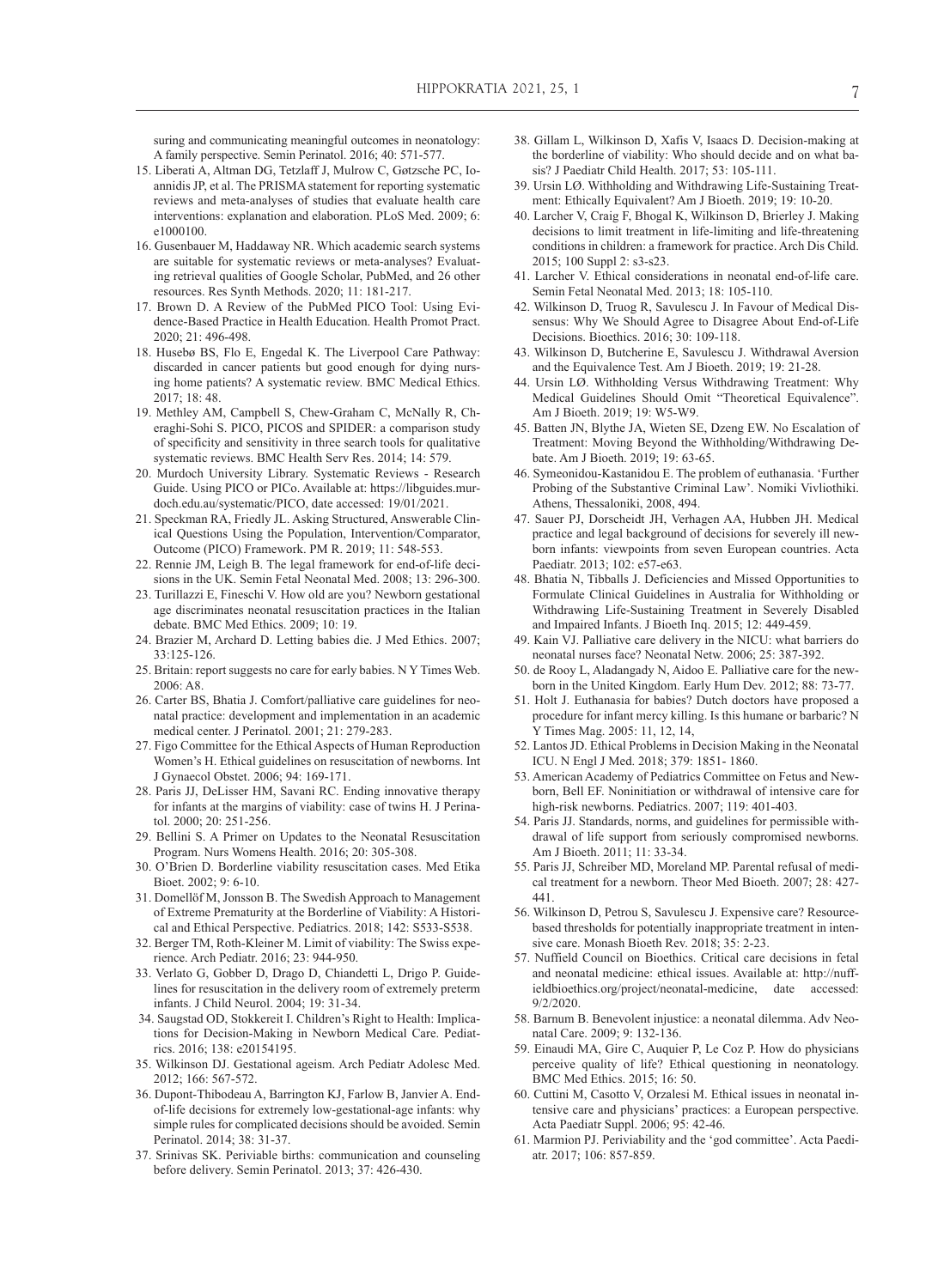suring and communicating meaningful outcomes in neonatology: A family perspective. Semin Perinatol. 2016; 40: 571-577.

15. Liberati A, Altman DG, Tetzlaff J, Mulrow C, Gøtzsche PC, Ioannidis JP, et al. The PRISMA statement for reporting systematic reviews and meta-analyses of studies that evaluate health care interventions: explanation and elaboration. PLoS Med. 2009; 6: e1000100.
16. Gusenbauer M, Haddaway NR. Which academic search systems are suitable for systematic reviews or meta-analyses? Evaluating retrieval qualities of Google Scholar, PubMed, and 26 other resources. Res Synth Methods. 2020; 11: 181-217.
17. Brown D. A Review of the PubMed PICO Tool: Using Evidence-Based Practice in Health Education. Health Promot Pract. 2020; 21: 496-498.
18. Husebø BS, Flo E, Engedal K. The Liverpool Care Pathway: discarded in cancer patients but good enough for dying nursing home patients? A systematic review. BMC Medical Ethics. 2017; 18: 48.
19. Methley AM, Campbell S, Chew-Graham C, McNally R, Cheraghi-Sohi S. PICO, PICOS and SPIDER: a comparison study of specificity and sensitivity in three search tools for qualitative systematic reviews. BMC Health Serv Res. 2014; 14: 579.
20. Murdoch University Library. Systematic Reviews - Research Guide. Using PICO or PICo. Available at: https://libguides.murdoch.edu.au/systematic/PICO, date accessed: 19/01/2021.
21. Speckman RA, Friedly JL. Asking Structured, Answerable Clinical Questions Using the Population, Intervention/Comparator, Outcome (PICO) Framework. PM R. 2019; 11: 548-553.
22. Rennie JM, Leigh B. The legal framework for end-of-life decisions in the UK. Semin Fetal Neonatal Med. 2008; 13: 296-300.
23. Turillazzi E, Fineschi V. How old are you? Newborn gestational age discriminates neonatal resuscitation practices in the Italian debate. BMC Med Ethics. 2009; 10: 19.
24. Brazier M, Archard D. Letting babies die. J Med Ethics. 2007; 33:125-126.
25. Britain: report suggests no care for early babies. N Y Times Web. 2006: A8.
26. Carter BS, Bhatia J. Comfort/palliative care guidelines for neonatal practice: development and implementation in an academic medical center. J Perinatol. 2001; 21: 279-283.
27. Figo Committee for the Ethical Aspects of Human Reproduction Women's H. Ethical guidelines on resuscitation of newborns. Int J Gynaecol Obstet. 2006; 94: 169-171.
28. Paris JJ, DeLisser HM, Savani RC. Ending innovative therapy for infants at the margins of viability: case of twins H. J Perinatol. 2000; 20: 251-256.
29. Bellini S. A Primer on Updates to the Neonatal Resuscitation Program. Nurs Womens Health. 2016; 20: 305-308.
30. O'Brien D. Borderline viability resuscitation cases. Med Etika Bioet. 2002; 9: 6-10.
31. Domellöf M, Jonsson B. The Swedish Approach to Management of Extreme Prematurity at the Borderline of Viability: A Historical and Ethical Perspective. Pediatrics. 2018; 142: S533-S538.
32. Berger TM, Roth-Kleiner M. Limit of viability: The Swiss experience. Arch Pediatr. 2016; 23: 944-950.
33. Verlato G, Gobber D, Drago D, Chiandetti L, Drigo P. Guidelines for resuscitation in the delivery room of extremely preterm infants. J Child Neurol. 2004; 19: 31-34.
34. Saugstad OD, Stokkereit I. Children's Right to Health: Implications for Decision-Making in Newborn Medical Care. Pediatrics. 2016; 138: e20154195.
35. Wilkinson DJ. Gestational ageism. Arch Pediatr Adolesc Med. 2012; 166: 567-572.
36. Dupont-Thibodeau A, Barrington KJ, Farlow B, Janvier A. End-of-life decisions for extremely low-gestational-age infants: why simple rules for complicated decisions should be avoided. Semin Perinatol. 2014; 38: 31-37.
37. Srinivas SK. Periviable births: communication and counseling before delivery. Semin Perinatol. 2013; 37: 426-430.
38. Gillam L, Wilkinson D, Xafis V, Isaacs D. Decision-making at the borderline of viability: Who should decide and on what basis? J Paediatr Child Health. 2017; 53: 105-111.
39. Ursin LØ. Withholding and Withdrawing Life-Sustaining Treatment: Ethically Equivalent? Am J Bioeth. 2019; 19: 10-20.
40. Larcher V, Craig F, Bhogal K, Wilkinson D, Brierley J. Making decisions to limit treatment in life-limiting and life-threatening conditions in children: a framework for practice. Arch Dis Child. 2015; 100 Suppl 2: s3-s23.
41. Larcher V. Ethical considerations in neonatal end-of-life care. Semin Fetal Neonatal Med. 2013; 18: 105-110.
42. Wilkinson D, Truog R, Savulescu J. In Favour of Medical Dissensus: Why We Should Agree to Disagree About End-of-Life Decisions. Bioethics. 2016; 30: 109-118.
43. Wilkinson D, Butcherine E, Savulescu J. Withdrawal Aversion and the Equivalence Test. Am J Bioeth. 2019; 19: 21-28.
44. Ursin LØ. Withholding Versus Withdrawing Treatment: Why Medical Guidelines Should Omit "Theoretical Equivalence". Am J Bioeth. 2019; 19: W5-W9.
45. Batten JN, Blythe JA, Wieten SE, Dzeng EW. No Escalation of Treatment: Moving Beyond the Withholding/Withdrawing Debate. Am J Bioeth. 2019; 19: 63-65.
46. Symeonidou-Kastanidou E. The problem of euthanasia. 'Further Probing of the Substantive Criminal Law'. Nomiki Vivliothiki. Athens, Thessaloniki, 2008, 494.
47. Sauer PJ, Dorscheidt JH, Verhagen AA, Hubben JH. Medical practice and legal background of decisions for severely ill newborn infants: viewpoints from seven European countries. Acta Paediatr. 2013; 102: e57-e63.
48. Bhatia N, Tibballs J. Deficiencies and Missed Opportunities to Formulate Clinical Guidelines in Australia for Withholding or Withdrawing Life-Sustaining Treatment in Severely Disabled and Impaired Infants. J Bioeth Inq. 2015; 12: 449-459.
49. Kain VJ. Palliative care delivery in the NICU: what barriers do neonatal nurses face? Neonatal Netw. 2006; 25: 387-392.
50. de Rooy L, Aladangady N, Aidoo E. Palliative care for the newborn in the United Kingdom. Early Hum Dev. 2012; 88: 73-77.
51. Holt J. Euthanasia for babies? Dutch doctors have proposed a procedure for infant mercy killing. Is this humane or barbaric? N Y Times Mag. 2005: 11, 12, 14,
52. Lantos JD. Ethical Problems in Decision Making in the Neonatal ICU. N Engl J Med. 2018; 379: 1851- 1860.
53. American Academy of Pediatrics Committee on Fetus and Newborn, Bell EF. Noninitiation or withdrawal of intensive care for high-risk newborns. Pediatrics. 2007; 119: 401-403.
54. Paris JJ. Standards, norms, and guidelines for permissible withdrawal of life support from seriously compromised newborns. Am J Bioeth. 2011; 11: 33-34.
55. Paris JJ, Schreiber MD, Moreland MP. Parental refusal of medical treatment for a newborn. Theor Med Bioeth. 2007; 28: 427-441.
56. Wilkinson D, Petrou S, Savulescu J. Expensive care? Resource-based thresholds for potentially inappropriate treatment in intensive care. Monash Bioeth Rev. 2018; 35: 2-23.
57. Nuffield Council on Bioethics. Critical care decisions in fetal and neonatal medicine: ethical issues. Available at: http://nuffieldbioethics.org/project/neonatal-medicine, date accessed: 9/2/2020.
58. Barnum B. Benevolent injustice: a neonatal dilemma. Adv Neonatal Care. 2009; 9: 132-136.
59. Einaudi MA, Gire C, Auquier P, Le Coz P. How do physicians perceive quality of life? Ethical questioning in neonatology. BMC Med Ethics. 2015; 16: 50.
60. Cuttini M, Casotto V, Orzalesi M. Ethical issues in neonatal intensive care and physicians' practices: a European perspective. Acta Paediatr Suppl. 2006; 95: 42-46.
61. Marmion PJ. Periviability and the 'god committee'. Acta Paediatr. 2017; 106: 857-859.